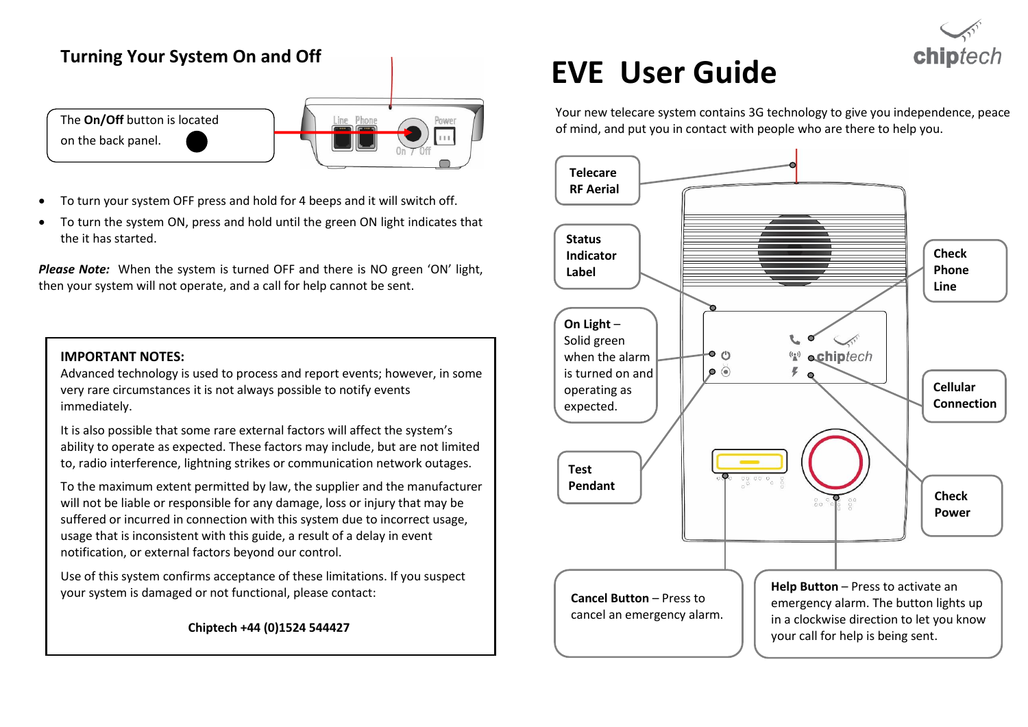## Turning Your System On and Off

The **On/Off** button is located on the back panel.

- To turn your system OFF press and hold for 4 beeps and it will switch off.
- To turn the system ON, press and hold until the green ON light indicates that the it has started.

***Please Note:*** When the system is turned OFF and there is NO green 'ON' light, then your system will not operate, and a call for help cannot be sent.

**IMPORTANT NOTES:**
Advanced technology is used to process and report events; however, in some very rare circumstances it is not always possible to notify events immediately.

It is also possible that some rare external factors will affect the system's ability to operate as expected. These factors may include, but are not limited to, radio interference, lightning strikes or communication network outages.

To the maximum extent permitted by law, the supplier and the manufacturer will not be liable or responsible for any damage, loss or injury that may be suffered or incurred in connection with this system due to incorrect usage, usage that is inconsistent with this guide, a result of a delay in event notification, or external factors beyond our control.

Use of this system confirms acceptance of these limitations. If you suspect your system is damaged or not functional, please contact:

**Chiptech +44 (0)1524 544427**

# EVE User Guide

chiptech

Your new telecare system contains 3G technology to give you independence, peace of mind, and put you in contact with people who are there to help you.

**Telecare RF Aerial**

**Status Indicator Label**

**On Light** – Solid green when the alarm is turned on and operating as expected.

**Test Pendant**

**Check Phone Line**

**Cellular Connection**

**Check Power**

**Cancel Button** – Press to cancel an emergency alarm.

**Help Button** – Press to activate an emergency alarm. The button lights up in a clockwise direction to let you know your call for help is being sent.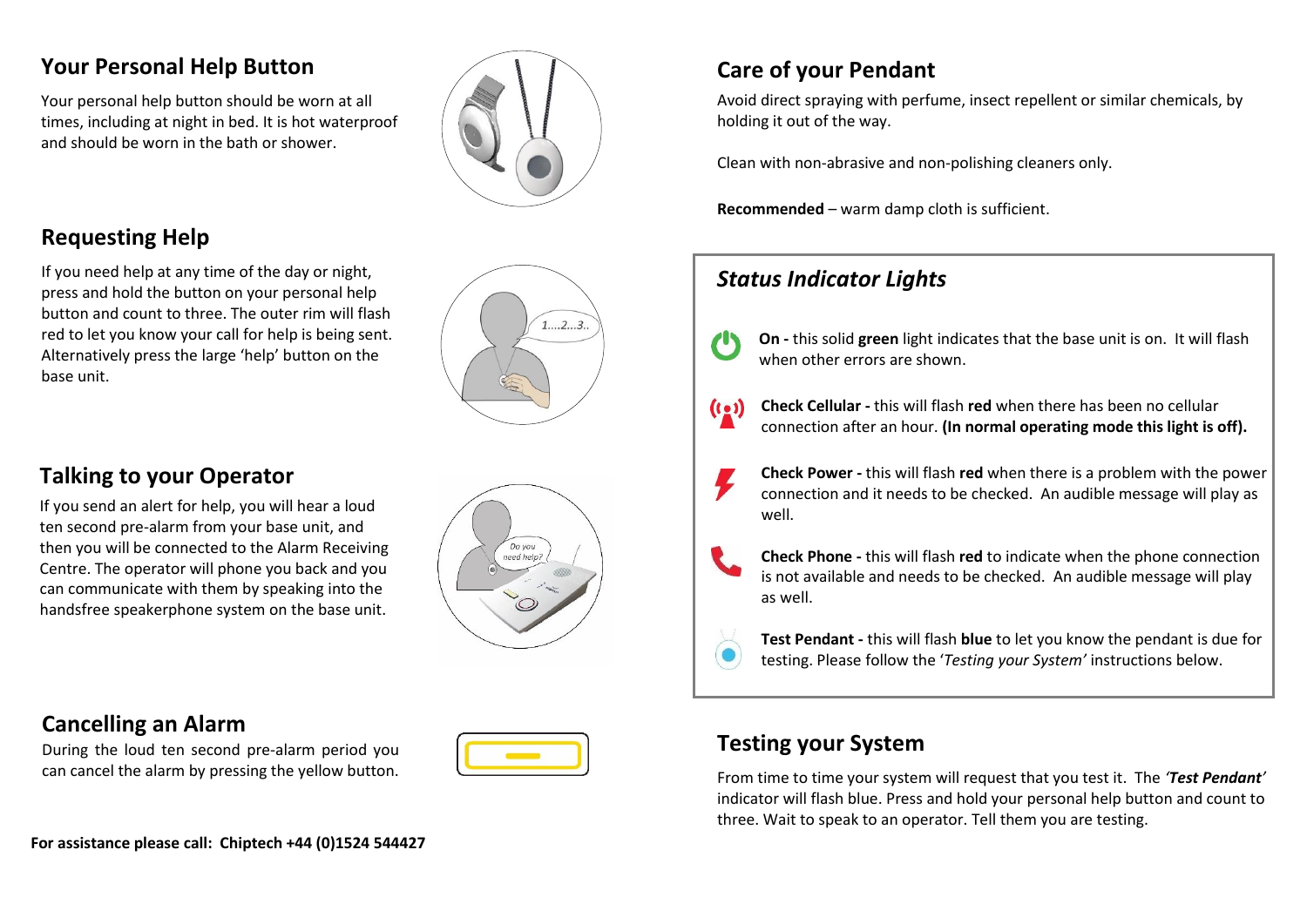## Your Personal Help Button

Your personal help button should be worn at all times, including at night in bed. It is hot waterproof and should be worn in the bath or shower.

## Requesting Help

If you need help at any time of the day or night, press and hold the button on your personal help button and count to three. The outer rim will flash red to let you know your call for help is being sent. Alternatively press the large 'help' button on the base unit.

## Talking to your Operator

If you send an alert for help, you will hear a loud ten second pre-alarm from your base unit, and then you will be connected to the Alarm Receiving Centre. The operator will phone you back and you can communicate with them by speaking into the handsfree speakerphone system on the base unit.

## Cancelling an Alarm

During the loud ten second pre-alarm period you can cancel the alarm by pressing the yellow button.

**For assistance please call: Chiptech +44 (0)1524 544427**

## Care of your Pendant

Avoid direct spraying with perfume, insect repellent or similar chemicals, by holding it out of the way.

Clean with non-abrasive and non-polishing cleaners only.

**Recommended** – warm damp cloth is sufficient.

## *Status Indicator Lights*

**On -** this solid **green** light indicates that the base unit is on. It will flash when other errors are shown.

**Check Cellular -** this will flash **red** when there has been no cellular connection after an hour. **(In normal operating mode this light is off).**

**Check Power -** this will flash **red** when there is a problem with the power connection and it needs to be checked. An audible message will play as well.

**Check Phone -** this will flash **red** to indicate when the phone connection is not available and needs to be checked. An audible message will play as well.

**Test Pendant -** this will flash **blue** to let you know the pendant is due for testing. Please follow the '*Testing your System'* instructions below.

## Testing your System

From time to time your system will request that you test it. The ***'Test Pendant'*** indicator will flash blue. Press and hold your personal help button and count to three. Wait to speak to an operator. Tell them you are testing.